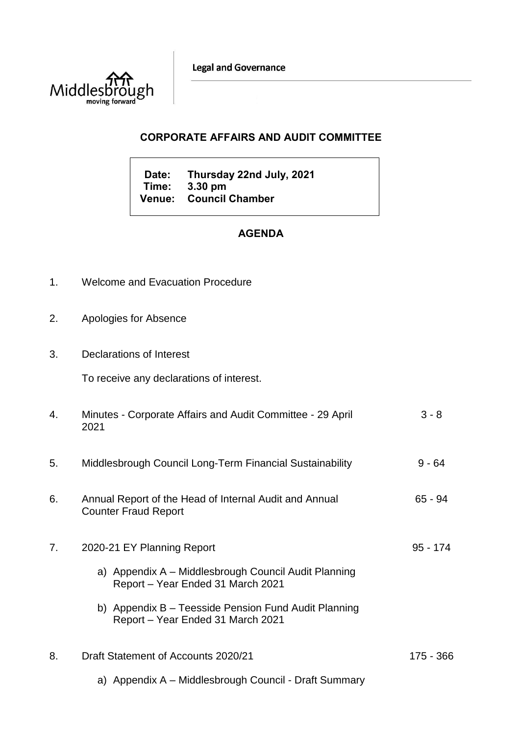Middlesbrough
moving forward

**Legal and Governance**

## CORPORATE AFFAIRS AND AUDIT COMMITTEE

**Date:** Thursday 22nd July, 2021
**Time:** 3.30 pm
**Venue:** Council Chamber

## AGENDA

1. Welcome and Evacuation Procedure

2. Apologies for Absence

3. Declarations of Interest

   To receive any declarations of interest.

4. Minutes - Corporate Affairs and Audit Committee - 29 April 2021 — 3 - 8

5. Middlesbrough Council Long-Term Financial Sustainability — 9 - 64

6. Annual Report of the Head of Internal Audit and Annual Counter Fraud Report — 65 - 94

7. 2020-21 EY Planning Report — 95 - 174

   a) Appendix A – Middlesbrough Council Audit Planning Report – Year Ended 31 March 2021

   b) Appendix B – Teesside Pension Fund Audit Planning Report – Year Ended 31 March 2021

8. Draft Statement of Accounts 2020/21 — 175 - 366

   a) Appendix A – Middlesbrough Council - Draft Summary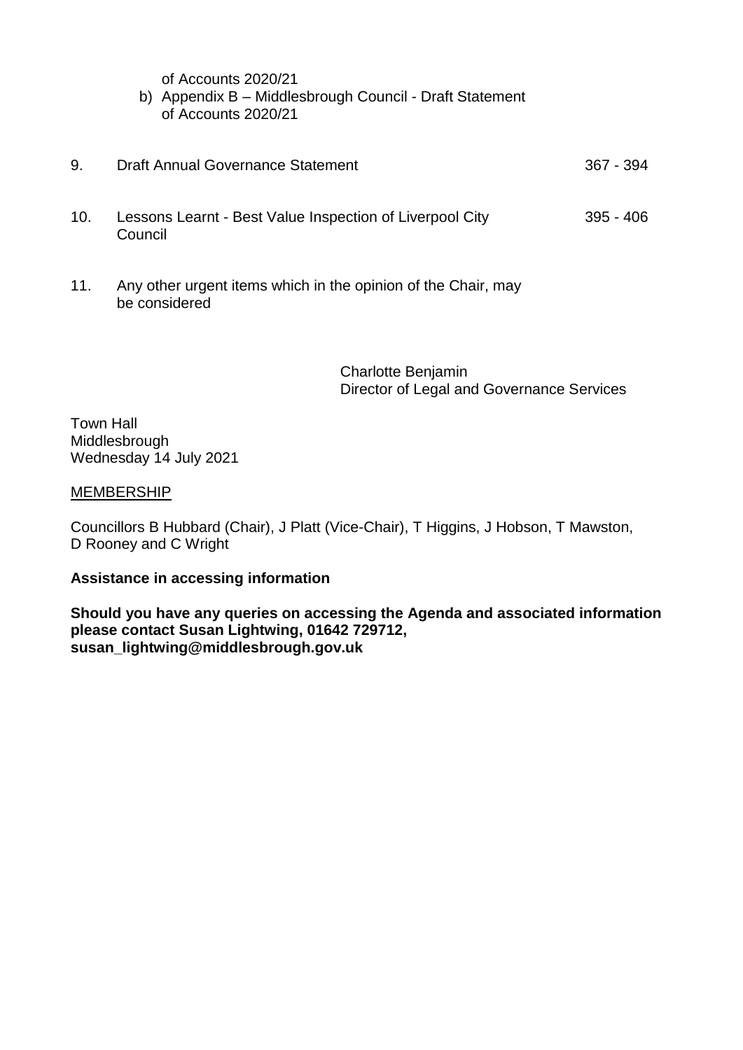of Accounts 2020/21

b) Appendix B – Middlesbrough Council - Draft Statement of Accounts 2020/21

| | | |
|---|---|---|
| 9. | Draft Annual Governance Statement | 367 - 394 |
| 10. | Lessons Learnt - Best Value Inspection of Liverpool City Council | 395 - 406 |
| 11. | Any other urgent items which in the opinion of the Chair, may be considered | |

Charlotte Benjamin
Director of Legal and Governance Services

Town Hall
Middlesbrough
Wednesday 14 July 2021

MEMBERSHIP

Councillors B Hubbard (Chair), J Platt (Vice-Chair), T Higgins, J Hobson, T Mawston, D Rooney and C Wright

**Assistance in accessing information**

**Should you have any queries on accessing the Agenda and associated information please contact Susan Lightwing, 01642 729712, susan_lightwing@middlesbrough.gov.uk**